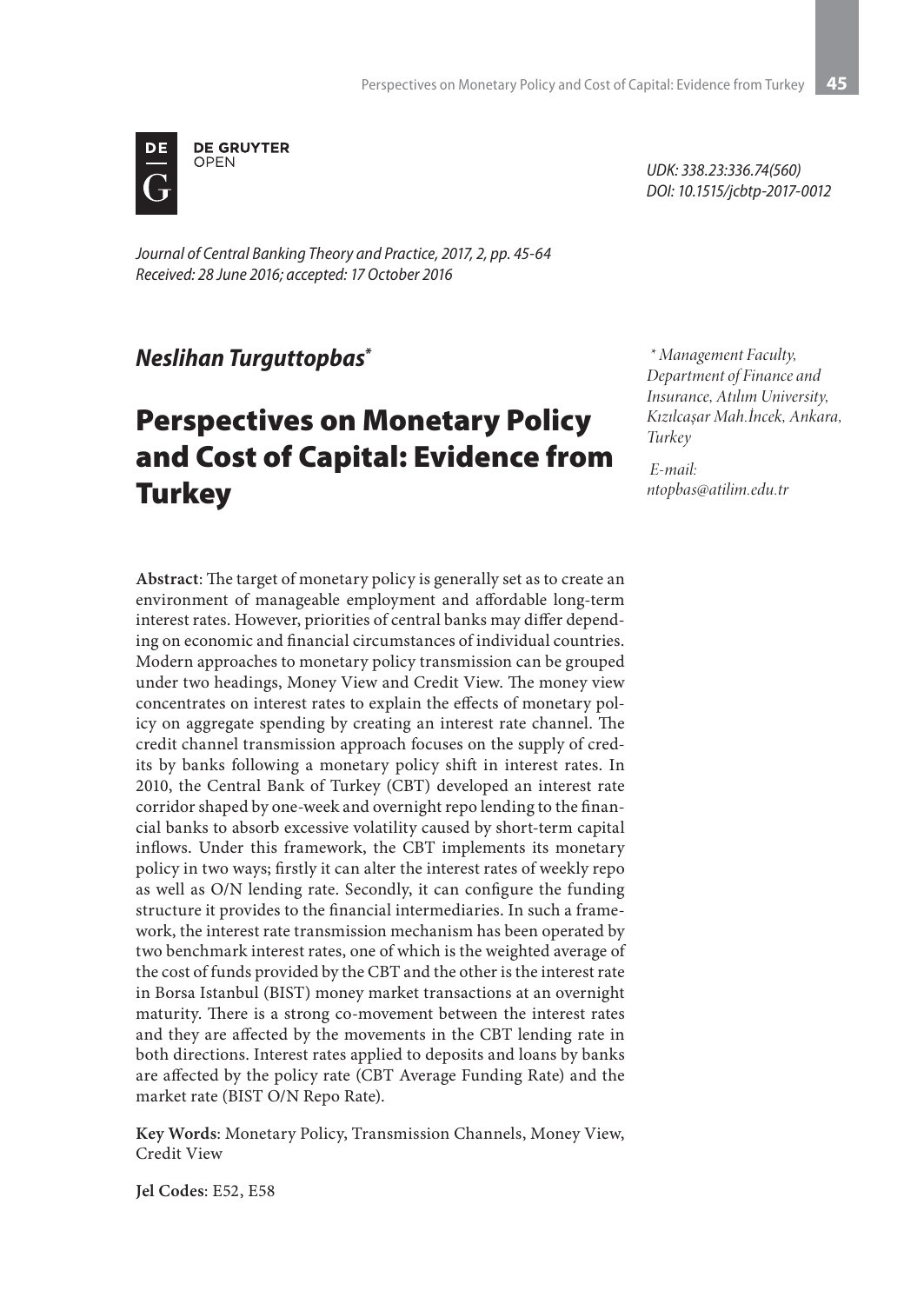DE GRUYTER OPEN

UDK: 338.23:336.74(560)
DOI: 10.1515/jcbtp-2017-0012

*Journal of Central Banking Theory and Practice, 2017, 2, pp. 45-64*
*Received: 28 June 2016; accepted: 17 October 2016*

***Neslihan Turguttopbas****

# Perspectives on Monetary Policy and Cost of Capital: Evidence from Turkey

*\* Management Faculty, Department of Finance and Insurance, Atılım University, Kızılcaşar Mah.İncek, Ankara, Turkey*

*E-mail: ntopbas@atilim.edu.tr*

**Abstract**: The target of monetary policy is generally set as to create an environment of manageable employment and affordable long-term interest rates. However, priorities of central banks may differ depending on economic and financial circumstances of individual countries. Modern approaches to monetary policy transmission can be grouped under two headings, Money View and Credit View. The money view concentrates on interest rates to explain the effects of monetary policy on aggregate spending by creating an interest rate channel. The credit channel transmission approach focuses on the supply of credits by banks following a monetary policy shift in interest rates. In 2010, the Central Bank of Turkey (CBT) developed an interest rate corridor shaped by one-week and overnight repo lending to the financial banks to absorb excessive volatility caused by short-term capital inflows. Under this framework, the CBT implements its monetary policy in two ways; firstly it can alter the interest rates of weekly repo as well as O/N lending rate. Secondly, it can configure the funding structure it provides to the financial intermediaries. In such a framework, the interest rate transmission mechanism has been operated by two benchmark interest rates, one of which is the weighted average of the cost of funds provided by the CBT and the other is the interest rate in Borsa Istanbul (BIST) money market transactions at an overnight maturity. There is a strong co-movement between the interest rates and they are affected by the movements in the CBT lending rate in both directions. Interest rates applied to deposits and loans by banks are affected by the policy rate (CBT Average Funding Rate) and the market rate (BIST O/N Repo Rate).

**Key Words**: Monetary Policy, Transmission Channels, Money View, Credit View

**Jel Codes**: E52, E58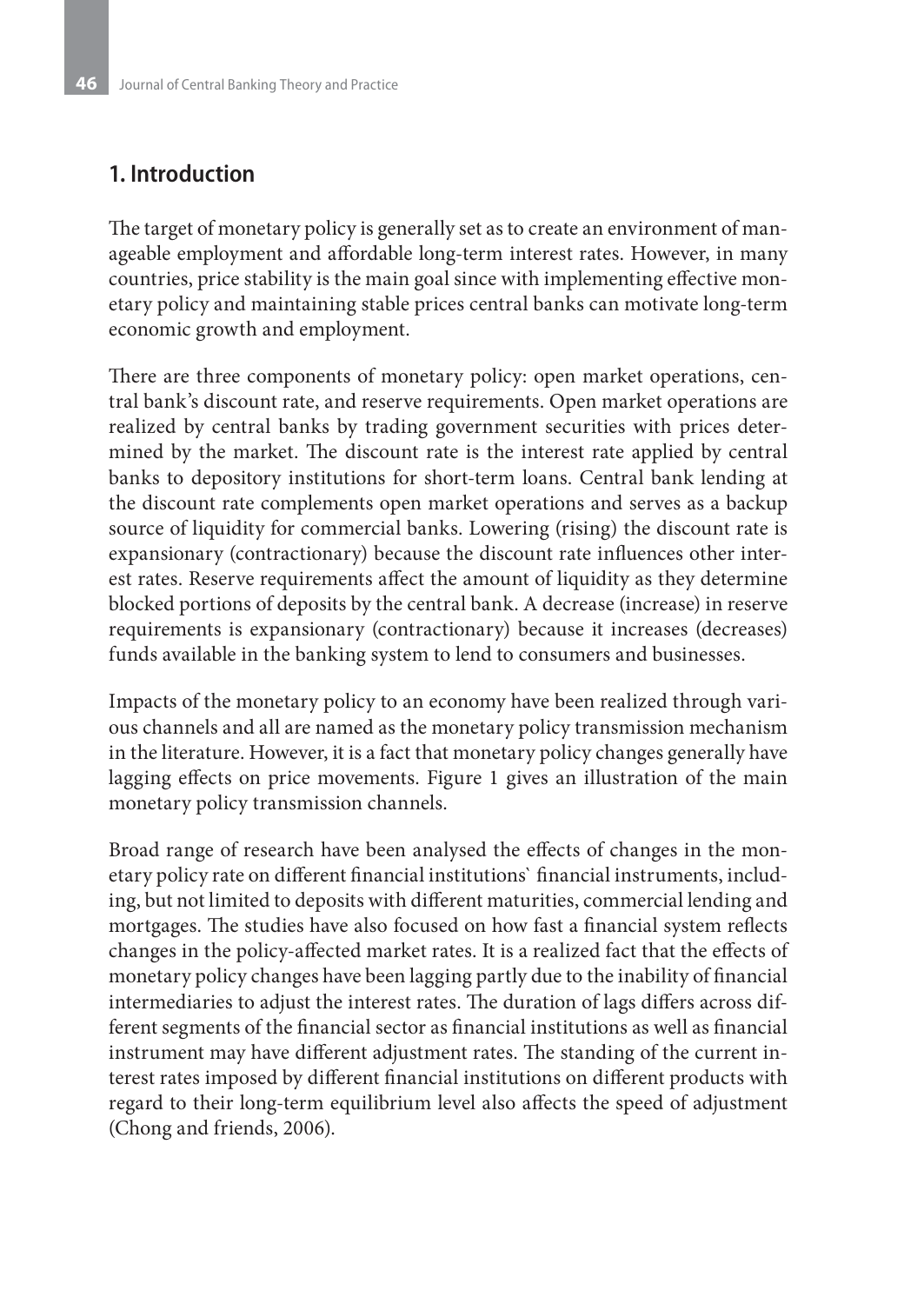## 1. Introduction

The target of monetary policy is generally set as to create an environment of manageable employment and affordable long-term interest rates. However, in many countries, price stability is the main goal since with implementing effective monetary policy and maintaining stable prices central banks can motivate long-term economic growth and employment.

There are three components of monetary policy: open market operations, central bank's discount rate, and reserve requirements. Open market operations are realized by central banks by trading government securities with prices determined by the market. The discount rate is the interest rate applied by central banks to depository institutions for short-term loans. Central bank lending at the discount rate complements open market operations and serves as a backup source of liquidity for commercial banks. Lowering (rising) the discount rate is expansionary (contractionary) because the discount rate influences other interest rates. Reserve requirements affect the amount of liquidity as they determine blocked portions of deposits by the central bank. A decrease (increase) in reserve requirements is expansionary (contractionary) because it increases (decreases) funds available in the banking system to lend to consumers and businesses.

Impacts of the monetary policy to an economy have been realized through various channels and all are named as the monetary policy transmission mechanism in the literature. However, it is a fact that monetary policy changes generally have lagging effects on price movements. Figure 1 gives an illustration of the main monetary policy transmission channels.

Broad range of research have been analysed the effects of changes in the monetary policy rate on different financial institutions` financial instruments, including, but not limited to deposits with different maturities, commercial lending and mortgages. The studies have also focused on how fast a financial system reflects changes in the policy-affected market rates. It is a realized fact that the effects of monetary policy changes have been lagging partly due to the inability of financial intermediaries to adjust the interest rates. The duration of lags differs across different segments of the financial sector as financial institutions as well as financial instrument may have different adjustment rates. The standing of the current interest rates imposed by different financial institutions on different products with regard to their long-term equilibrium level also affects the speed of adjustment (Chong and friends, 2006).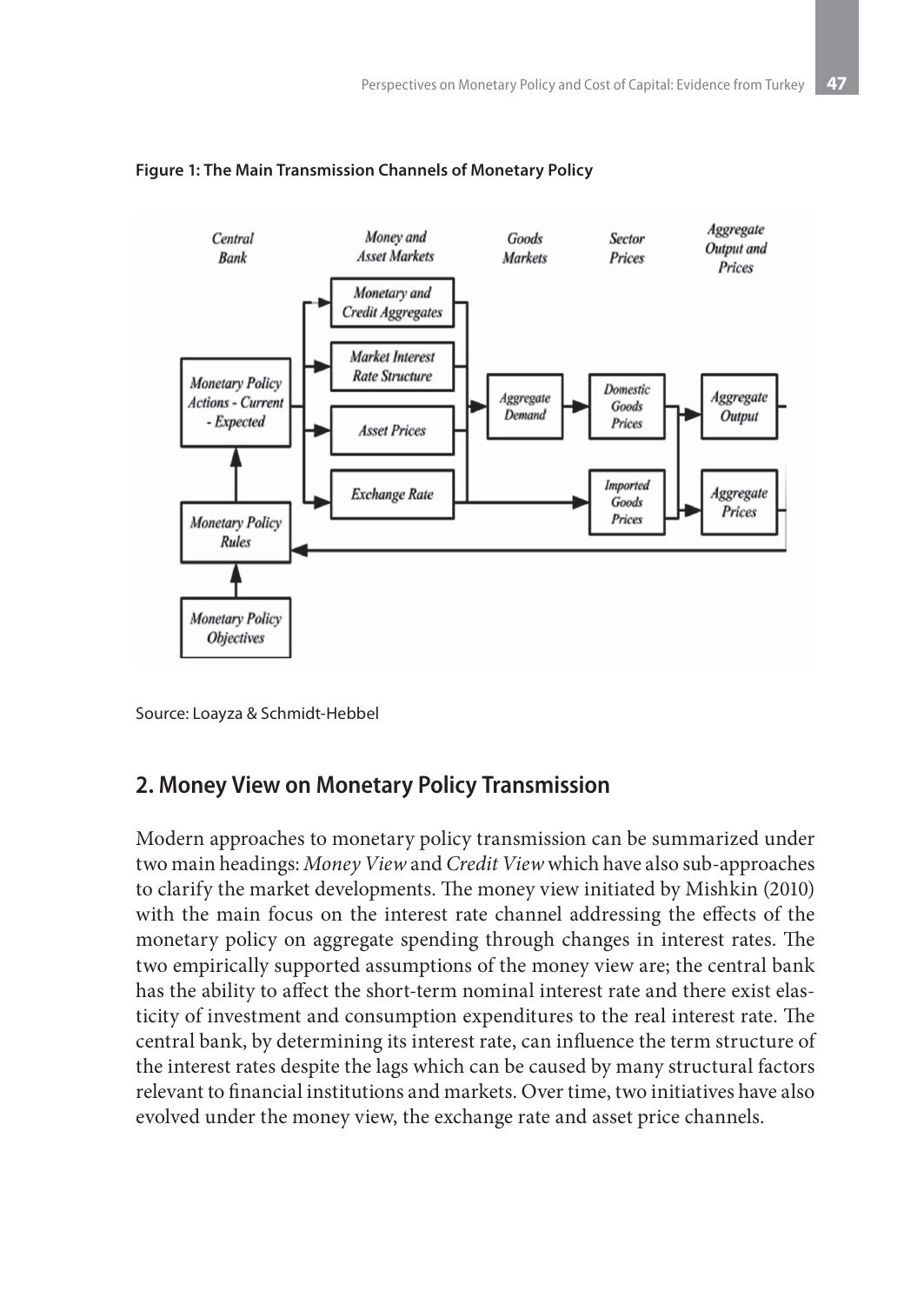**Figure 1: The Main Transmission Channels of Monetary Policy**

Source: Loayza & Schmidt-Hebbel

## 2. Money View on Monetary Policy Transmission

Modern approaches to monetary policy transmission can be summarized under two main headings: *Money View* and *Credit View* which have also sub-approaches to clarify the market developments. The money view initiated by Mishkin (2010) with the main focus on the interest rate channel addressing the effects of the monetary policy on aggregate spending through changes in interest rates. The two empirically supported assumptions of the money view are; the central bank has the ability to affect the short-term nominal interest rate and there exist elasticity of investment and consumption expenditures to the real interest rate. The central bank, by determining its interest rate, can influence the term structure of the interest rates despite the lags which can be caused by many structural factors relevant to financial institutions and markets. Over time, two initiatives have also evolved under the money view, the exchange rate and asset price channels.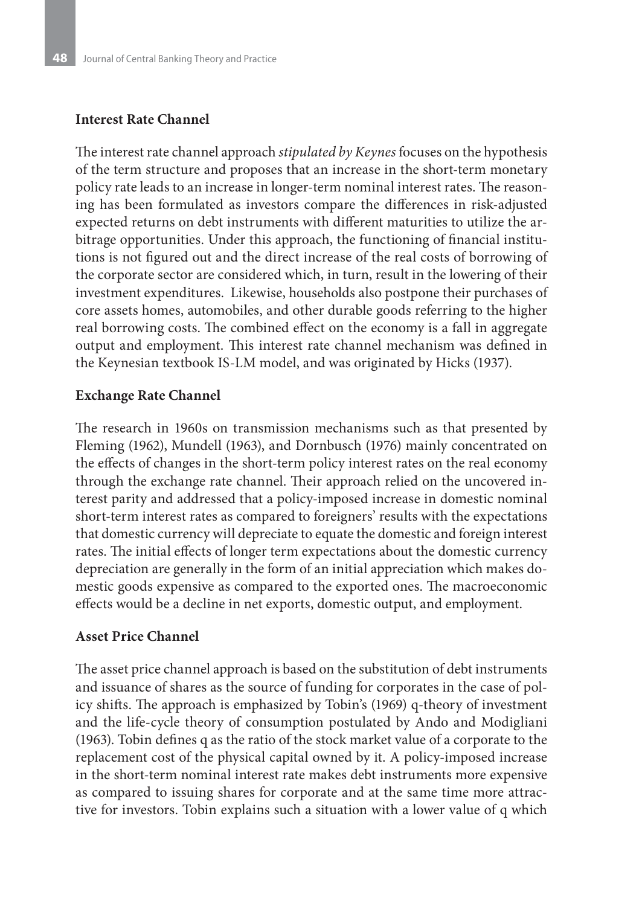**Interest Rate Channel**

The interest rate channel approach *stipulated by Keynes* focuses on the hypothesis of the term structure and proposes that an increase in the short-term monetary policy rate leads to an increase in longer-term nominal interest rates. The reasoning has been formulated as investors compare the differences in risk-adjusted expected returns on debt instruments with different maturities to utilize the arbitrage opportunities. Under this approach, the functioning of financial institutions is not figured out and the direct increase of the real costs of borrowing of the corporate sector are considered which, in turn, result in the lowering of their investment expenditures. Likewise, households also postpone their purchases of core assets homes, automobiles, and other durable goods referring to the higher real borrowing costs. The combined effect on the economy is a fall in aggregate output and employment. This interest rate channel mechanism was defined in the Keynesian textbook IS-LM model, and was originated by Hicks (1937).

**Exchange Rate Channel**

The research in 1960s on transmission mechanisms such as that presented by Fleming (1962), Mundell (1963), and Dornbusch (1976) mainly concentrated on the effects of changes in the short-term policy interest rates on the real economy through the exchange rate channel. Their approach relied on the uncovered interest parity and addressed that a policy-imposed increase in domestic nominal short-term interest rates as compared to foreigners' results with the expectations that domestic currency will depreciate to equate the domestic and foreign interest rates. The initial effects of longer term expectations about the domestic currency depreciation are generally in the form of an initial appreciation which makes domestic goods expensive as compared to the exported ones. The macroeconomic effects would be a decline in net exports, domestic output, and employment.

**Asset Price Channel**

The asset price channel approach is based on the substitution of debt instruments and issuance of shares as the source of funding for corporates in the case of policy shifts. The approach is emphasized by Tobin's (1969) q-theory of investment and the life-cycle theory of consumption postulated by Ando and Modigliani (1963). Tobin defines q as the ratio of the stock market value of a corporate to the replacement cost of the physical capital owned by it. A policy-imposed increase in the short-term nominal interest rate makes debt instruments more expensive as compared to issuing shares for corporate and at the same time more attractive for investors. Tobin explains such a situation with a lower value of q which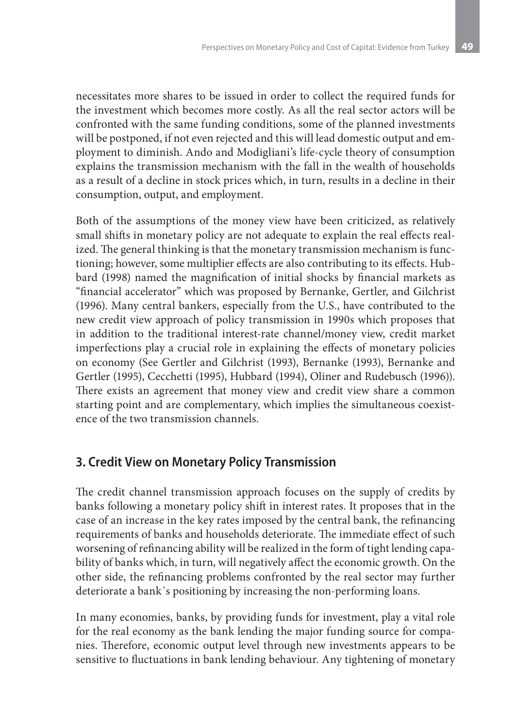necessitates more shares to be issued in order to collect the required funds for the investment which becomes more costly. As all the real sector actors will be confronted with the same funding conditions, some of the planned investments will be postponed, if not even rejected and this will lead domestic output and employment to diminish. Ando and Modigliani's life-cycle theory of consumption explains the transmission mechanism with the fall in the wealth of households as a result of a decline in stock prices which, in turn, results in a decline in their consumption, output, and employment.

Both of the assumptions of the money view have been criticized, as relatively small shifts in monetary policy are not adequate to explain the real effects realized. The general thinking is that the monetary transmission mechanism is functioning; however, some multiplier effects are also contributing to its effects. Hubbard (1998) named the magnification of initial shocks by financial markets as "financial accelerator" which was proposed by Bernanke, Gertler, and Gilchrist (1996). Many central bankers, especially from the U.S., have contributed to the new credit view approach of policy transmission in 1990s which proposes that in addition to the traditional interest-rate channel/money view, credit market imperfections play a crucial role in explaining the effects of monetary policies on economy (See Gertler and Gilchrist (1993), Bernanke (1993), Bernanke and Gertler (1995), Cecchetti (1995), Hubbard (1994), Oliner and Rudebusch (1996)). There exists an agreement that money view and credit view share a common starting point and are complementary, which implies the simultaneous coexistence of the two transmission channels.

## 3. Credit View on Monetary Policy Transmission

The credit channel transmission approach focuses on the supply of credits by banks following a monetary policy shift in interest rates. It proposes that in the case of an increase in the key rates imposed by the central bank, the refinancing requirements of banks and households deteriorate. The immediate effect of such worsening of refinancing ability will be realized in the form of tight lending capability of banks which, in turn, will negatively affect the economic growth. On the other side, the refinancing problems confronted by the real sector may further deteriorate a bank`s positioning by increasing the non-performing loans.

In many economies, banks, by providing funds for investment, play a vital role for the real economy as the bank lending the major funding source for companies. Therefore, economic output level through new investments appears to be sensitive to fluctuations in bank lending behaviour. Any tightening of monetary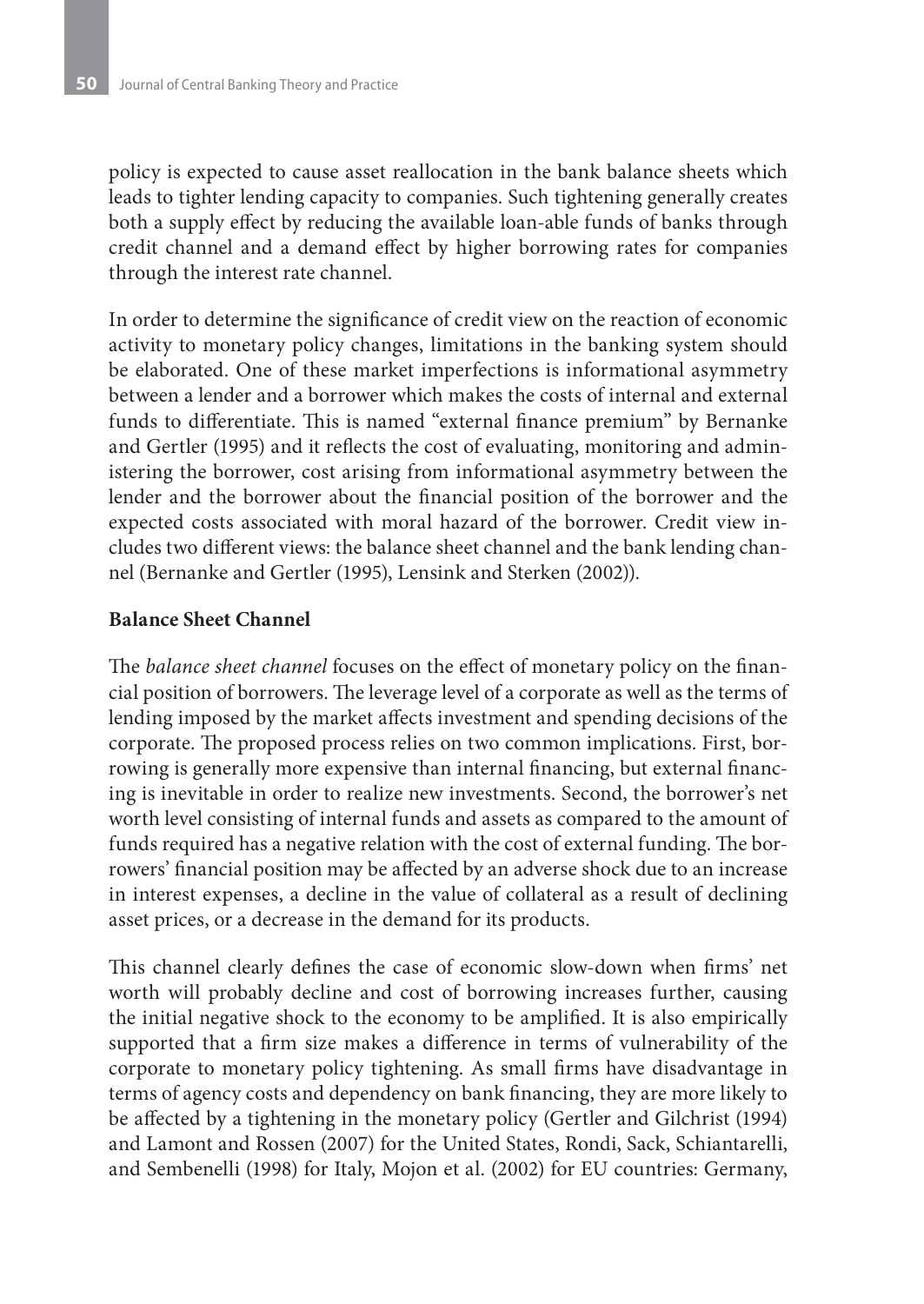policy is expected to cause asset reallocation in the bank balance sheets which leads to tighter lending capacity to companies. Such tightening generally creates both a supply effect by reducing the available loan-able funds of banks through credit channel and a demand effect by higher borrowing rates for companies through the interest rate channel.

In order to determine the significance of credit view on the reaction of economic activity to monetary policy changes, limitations in the banking system should be elaborated. One of these market imperfections is informational asymmetry between a lender and a borrower which makes the costs of internal and external funds to differentiate. This is named "external finance premium" by Bernanke and Gertler (1995) and it reflects the cost of evaluating, monitoring and administering the borrower, cost arising from informational asymmetry between the lender and the borrower about the financial position of the borrower and the expected costs associated with moral hazard of the borrower. Credit view includes two different views: the balance sheet channel and the bank lending channel (Bernanke and Gertler (1995), Lensink and Sterken (2002)).

**Balance Sheet Channel**

The *balance sheet channel* focuses on the effect of monetary policy on the financial position of borrowers. The leverage level of a corporate as well as the terms of lending imposed by the market affects investment and spending decisions of the corporate. The proposed process relies on two common implications. First, borrowing is generally more expensive than internal financing, but external financing is inevitable in order to realize new investments. Second, the borrower's net worth level consisting of internal funds and assets as compared to the amount of funds required has a negative relation with the cost of external funding. The borrowers' financial position may be affected by an adverse shock due to an increase in interest expenses, a decline in the value of collateral as a result of declining asset prices, or a decrease in the demand for its products.

This channel clearly defines the case of economic slow-down when firms' net worth will probably decline and cost of borrowing increases further, causing the initial negative shock to the economy to be amplified. It is also empirically supported that a firm size makes a difference in terms of vulnerability of the corporate to monetary policy tightening. As small firms have disadvantage in terms of agency costs and dependency on bank financing, they are more likely to be affected by a tightening in the monetary policy (Gertler and Gilchrist (1994) and Lamont and Rossen (2007) for the United States, Rondi, Sack, Schiantarelli, and Sembenelli (1998) for Italy, Mojon et al. (2002) for EU countries: Germany,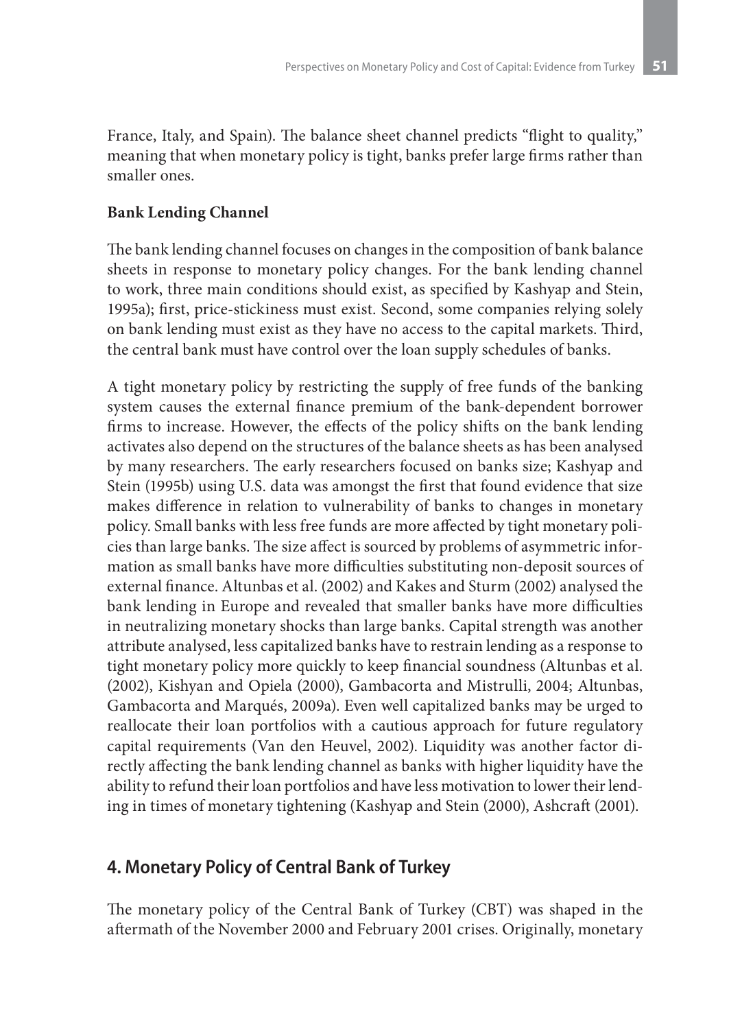France, Italy, and Spain). The balance sheet channel predicts "flight to quality," meaning that when monetary policy is tight, banks prefer large firms rather than smaller ones.

**Bank Lending Channel**

The bank lending channel focuses on changes in the composition of bank balance sheets in response to monetary policy changes. For the bank lending channel to work, three main conditions should exist, as specified by Kashyap and Stein, 1995a); first, price-stickiness must exist. Second, some companies relying solely on bank lending must exist as they have no access to the capital markets. Third, the central bank must have control over the loan supply schedules of banks.

A tight monetary policy by restricting the supply of free funds of the banking system causes the external finance premium of the bank-dependent borrower firms to increase. However, the effects of the policy shifts on the bank lending activates also depend on the structures of the balance sheets as has been analysed by many researchers. The early researchers focused on banks size; Kashyap and Stein (1995b) using U.S. data was amongst the first that found evidence that size makes difference in relation to vulnerability of banks to changes in monetary policy. Small banks with less free funds are more affected by tight monetary policies than large banks. The size affect is sourced by problems of asymmetric information as small banks have more difficulties substituting non-deposit sources of external finance. Altunbas et al. (2002) and Kakes and Sturm (2002) analysed the bank lending in Europe and revealed that smaller banks have more difficulties in neutralizing monetary shocks than large banks. Capital strength was another attribute analysed, less capitalized banks have to restrain lending as a response to tight monetary policy more quickly to keep financial soundness (Altunbas et al. (2002), Kishyan and Opiela (2000), Gambacorta and Mistrulli, 2004; Altunbas, Gambacorta and Marqués, 2009a). Even well capitalized banks may be urged to reallocate their loan portfolios with a cautious approach for future regulatory capital requirements (Van den Heuvel, 2002). Liquidity was another factor directly affecting the bank lending channel as banks with higher liquidity have the ability to refund their loan portfolios and have less motivation to lower their lending in times of monetary tightening (Kashyap and Stein (2000), Ashcraft (2001).

## 4. Monetary Policy of Central Bank of Turkey

The monetary policy of the Central Bank of Turkey (CBT) was shaped in the aftermath of the November 2000 and February 2001 crises. Originally, monetary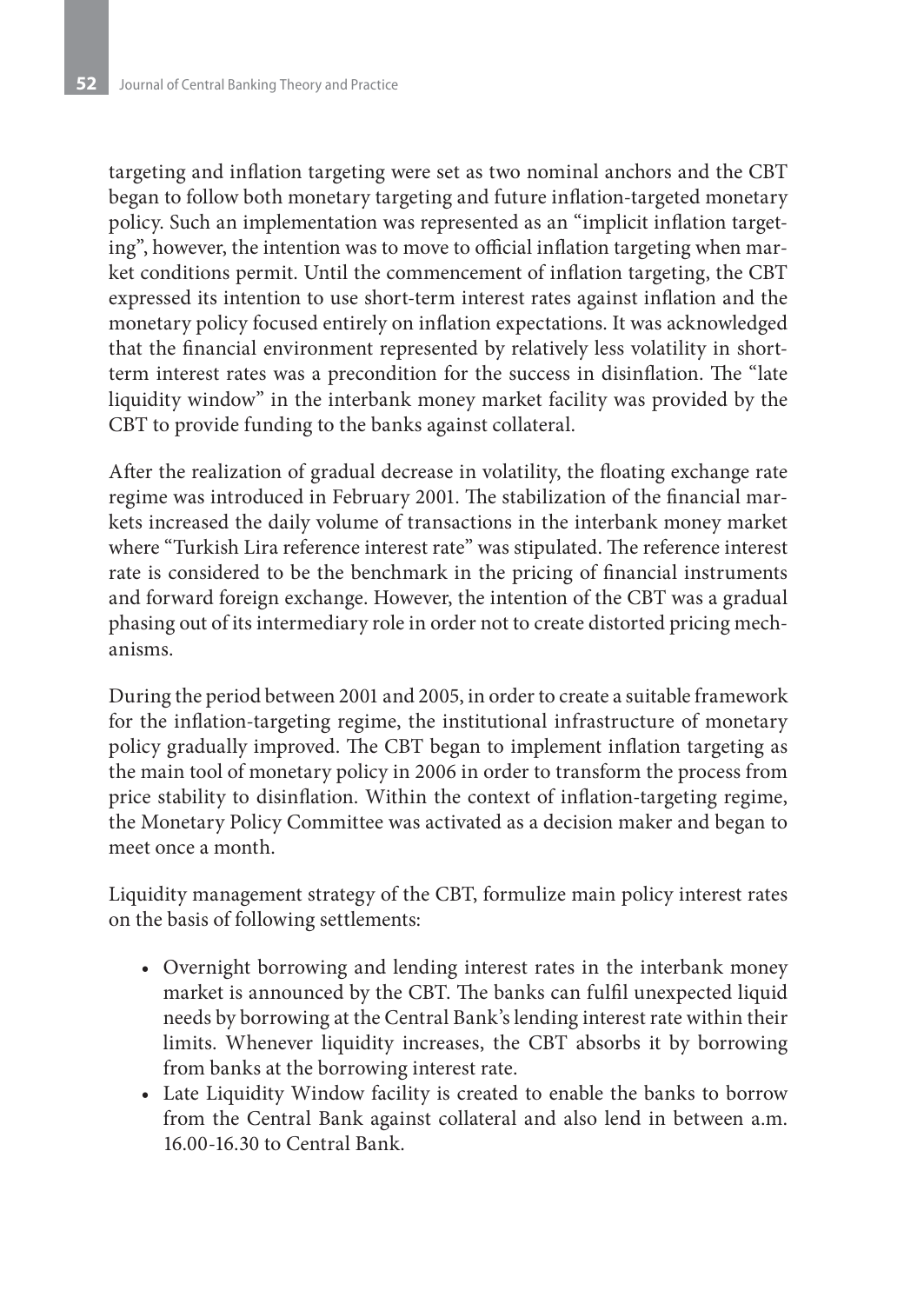targeting and inflation targeting were set as two nominal anchors and the CBT began to follow both monetary targeting and future inflation-targeted monetary policy. Such an implementation was represented as an "implicit inflation targeting", however, the intention was to move to official inflation targeting when market conditions permit. Until the commencement of inflation targeting, the CBT expressed its intention to use short-term interest rates against inflation and the monetary policy focused entirely on inflation expectations. It was acknowledged that the financial environment represented by relatively less volatility in short-term interest rates was a precondition for the success in disinflation. The "late liquidity window" in the interbank money market facility was provided by the CBT to provide funding to the banks against collateral.

After the realization of gradual decrease in volatility, the floating exchange rate regime was introduced in February 2001. The stabilization of the financial markets increased the daily volume of transactions in the interbank money market where "Turkish Lira reference interest rate" was stipulated. The reference interest rate is considered to be the benchmark in the pricing of financial instruments and forward foreign exchange. However, the intention of the CBT was a gradual phasing out of its intermediary role in order not to create distorted pricing mechanisms.

During the period between 2001 and 2005, in order to create a suitable framework for the inflation-targeting regime, the institutional infrastructure of monetary policy gradually improved. The CBT began to implement inflation targeting as the main tool of monetary policy in 2006 in order to transform the process from price stability to disinflation. Within the context of inflation-targeting regime, the Monetary Policy Committee was activated as a decision maker and began to meet once a month.

Liquidity management strategy of the CBT, formulize main policy interest rates on the basis of following settlements:

- Overnight borrowing and lending interest rates in the interbank money market is announced by the CBT. The banks can fulfil unexpected liquid needs by borrowing at the Central Bank's lending interest rate within their limits. Whenever liquidity increases, the CBT absorbs it by borrowing from banks at the borrowing interest rate.
- Late Liquidity Window facility is created to enable the banks to borrow from the Central Bank against collateral and also lend in between a.m. 16.00-16.30 to Central Bank.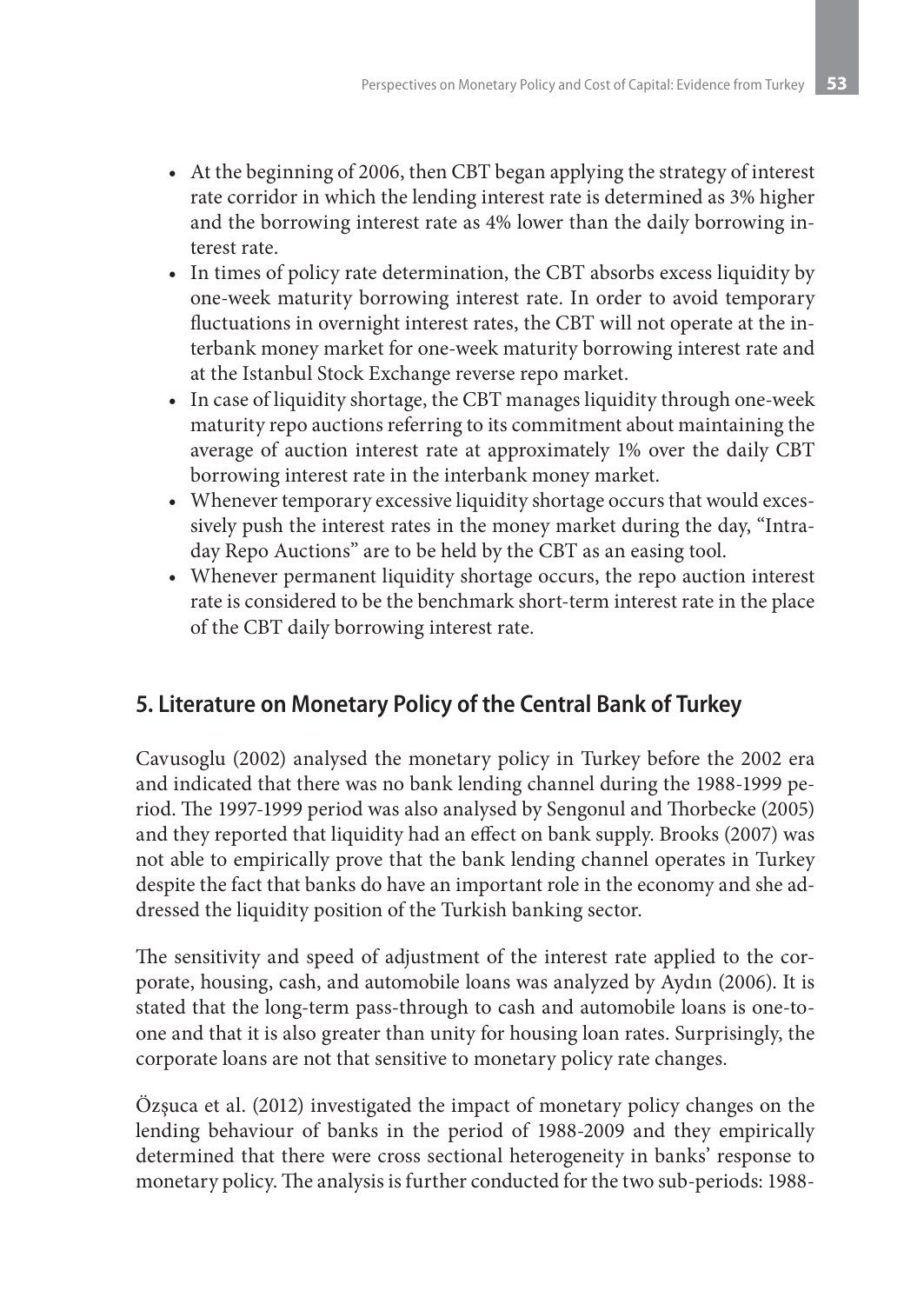- At the beginning of 2006, then CBT began applying the strategy of interest rate corridor in which the lending interest rate is determined as 3% higher and the borrowing interest rate as 4% lower than the daily borrowing interest rate.
- In times of policy rate determination, the CBT absorbs excess liquidity by one-week maturity borrowing interest rate. In order to avoid temporary fluctuations in overnight interest rates, the CBT will not operate at the interbank money market for one-week maturity borrowing interest rate and at the Istanbul Stock Exchange reverse repo market.
- In case of liquidity shortage, the CBT manages liquidity through one-week maturity repo auctions referring to its commitment about maintaining the average of auction interest rate at approximately 1% over the daily CBT borrowing interest rate in the interbank money market.
- Whenever temporary excessive liquidity shortage occurs that would excessively push the interest rates in the money market during the day, "Intraday Repo Auctions" are to be held by the CBT as an easing tool.
- Whenever permanent liquidity shortage occurs, the repo auction interest rate is considered to be the benchmark short-term interest rate in the place of the CBT daily borrowing interest rate.

## 5. Literature on Monetary Policy of the Central Bank of Turkey

Cavusoglu (2002) analysed the monetary policy in Turkey before the 2002 era and indicated that there was no bank lending channel during the 1988-1999 period. The 1997-1999 period was also analysed by Sengonul and Thorbecke (2005) and they reported that liquidity had an effect on bank supply. Brooks (2007) was not able to empirically prove that the bank lending channel operates in Turkey despite the fact that banks do have an important role in the economy and she addressed the liquidity position of the Turkish banking sector.

The sensitivity and speed of adjustment of the interest rate applied to the corporate, housing, cash, and automobile loans was analyzed by Aydın (2006). It is stated that the long-term pass-through to cash and automobile loans is one-to-one and that it is also greater than unity for housing loan rates. Surprisingly, the corporate loans are not that sensitive to monetary policy rate changes.

Özşuca et al. (2012) investigated the impact of monetary policy changes on the lending behaviour of banks in the period of 1988-2009 and they empirically determined that there were cross sectional heterogeneity in banks' response to monetary policy. The analysis is further conducted for the two sub-periods: 1988-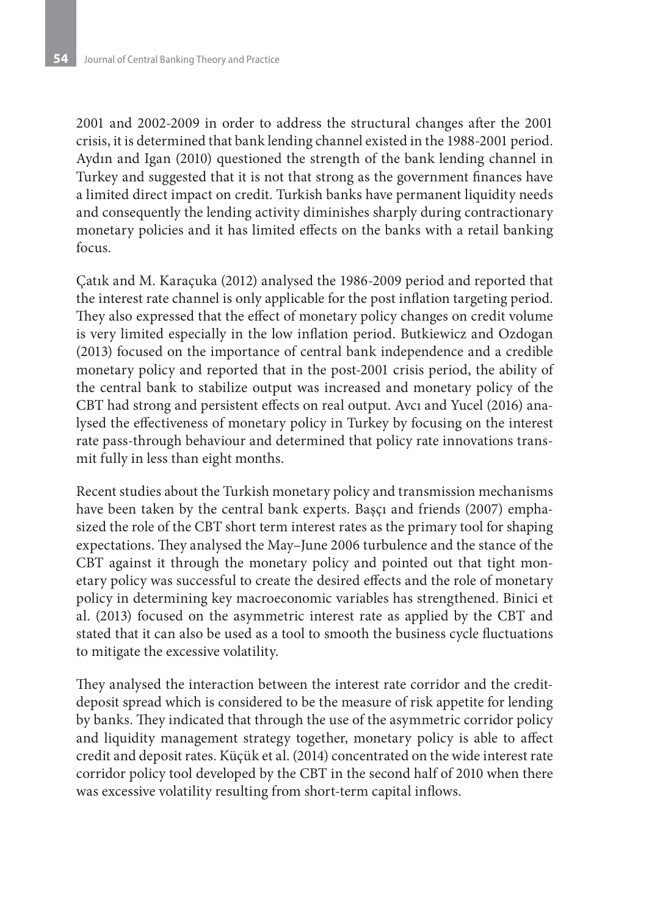2001 and 2002-2009 in order to address the structural changes after the 2001 crisis, it is determined that bank lending channel existed in the 1988-2001 period. Aydın and Igan (2010) questioned the strength of the bank lending channel in Turkey and suggested that it is not that strong as the government finances have a limited direct impact on credit. Turkish banks have permanent liquidity needs and consequently the lending activity diminishes sharply during contractionary monetary policies and it has limited effects on the banks with a retail banking focus.

Çatık and M. Karaçuka (2012) analysed the 1986-2009 period and reported that the interest rate channel is only applicable for the post inflation targeting period. They also expressed that the effect of monetary policy changes on credit volume is very limited especially in the low inflation period. Butkiewicz and Ozdogan (2013) focused on the importance of central bank independence and a credible monetary policy and reported that in the post-2001 crisis period, the ability of the central bank to stabilize output was increased and monetary policy of the CBT had strong and persistent effects on real output. Avcı and Yucel (2016) analysed the effectiveness of monetary policy in Turkey by focusing on the interest rate pass-through behaviour and determined that policy rate innovations transmit fully in less than eight months.

Recent studies about the Turkish monetary policy and transmission mechanisms have been taken by the central bank experts. Başçı and friends (2007) emphasized the role of the CBT short term interest rates as the primary tool for shaping expectations. They analysed the May–June 2006 turbulence and the stance of the CBT against it through the monetary policy and pointed out that tight monetary policy was successful to create the desired effects and the role of monetary policy in determining key macroeconomic variables has strengthened. Binici et al. (2013) focused on the asymmetric interest rate as applied by the CBT and stated that it can also be used as a tool to smooth the business cycle fluctuations to mitigate the excessive volatility.

They analysed the interaction between the interest rate corridor and the credit-deposit spread which is considered to be the measure of risk appetite for lending by banks. They indicated that through the use of the asymmetric corridor policy and liquidity management strategy together, monetary policy is able to affect credit and deposit rates. Küçük et al. (2014) concentrated on the wide interest rate corridor policy tool developed by the CBT in the second half of 2010 when there was excessive volatility resulting from short-term capital inflows.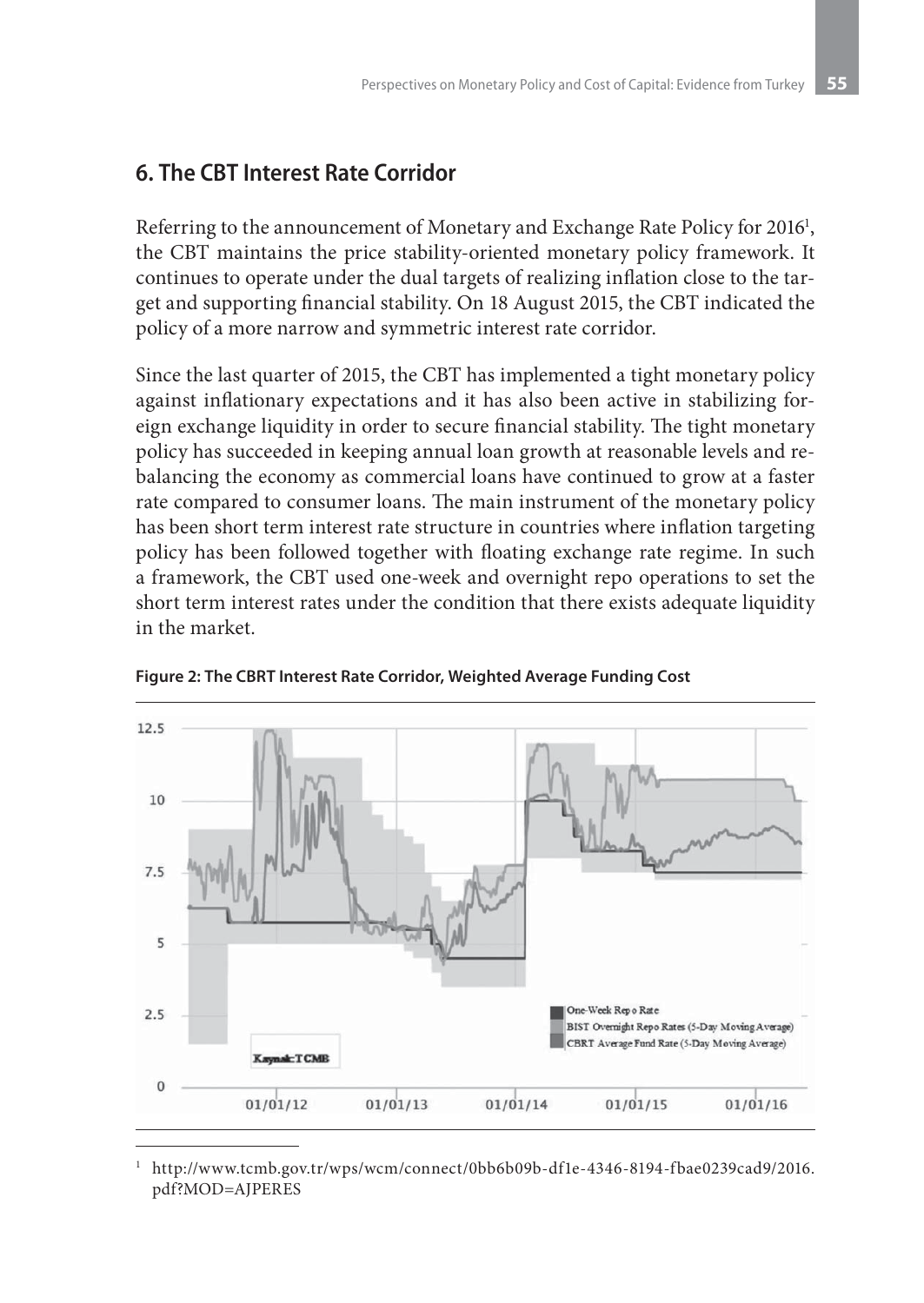## 6. The CBT Interest Rate Corridor

Referring to the announcement of Monetary and Exchange Rate Policy for 2016[1], the CBT maintains the price stability-oriented monetary policy framework. It continues to operate under the dual targets of realizing inflation close to the target and supporting financial stability. On 18 August 2015, the CBT indicated the policy of a more narrow and symmetric interest rate corridor.

Since the last quarter of 2015, the CBT has implemented a tight monetary policy against inflationary expectations and it has also been active in stabilizing foreign exchange liquidity in order to secure financial stability. The tight monetary policy has succeeded in keeping annual loan growth at reasonable levels and rebalancing the economy as commercial loans have continued to grow at a faster rate compared to consumer loans. The main instrument of the monetary policy has been short term interest rate structure in countries where inflation targeting policy has been followed together with floating exchange rate regime. In such a framework, the CBT used one-week and overnight repo operations to set the short term interest rates under the condition that there exists adequate liquidity in the market.

**Figure 2: The CBRT Interest Rate Corridor, Weighted Average Funding Cost**

[1] http://www.tcmb.gov.tr/wps/wcm/connect/0bb6b09b-df1e-4346-8194-fbae0239cad9/2016.pdf?MOD=AJPERES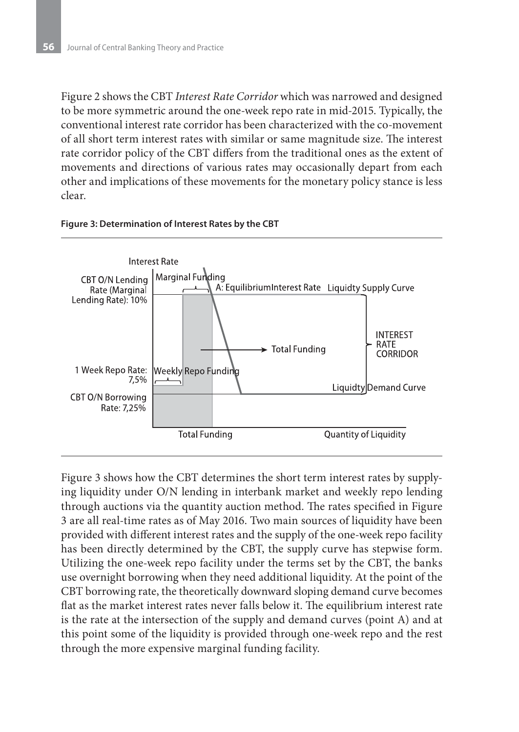Figure 2 shows the CBT *Interest Rate Corridor* which was narrowed and designed to be more symmetric around the one-week repo rate in mid-2015. Typically, the conventional interest rate corridor has been characterized with the co-movement of all short term interest rates with similar or same magnitude size. The interest rate corridor policy of the CBT differs from the traditional ones as the extent of movements and directions of various rates may occasionally depart from each other and implications of these movements for the monetary policy stance is less clear.

**Figure 3: Determination of Interest Rates by the CBT**

Figure 3 shows how the CBT determines the short term interest rates by supplying liquidity under O/N lending in interbank market and weekly repo lending through auctions via the quantity auction method. The rates specified in Figure 3 are all real-time rates as of May 2016. Two main sources of liquidity have been provided with different interest rates and the supply of the one-week repo facility has been directly determined by the CBT, the supply curve has stepwise form. Utilizing the one-week repo facility under the terms set by the CBT, the banks use overnight borrowing when they need additional liquidity. At the point of the CBT borrowing rate, the theoretically downward sloping demand curve becomes flat as the market interest rates never falls below it. The equilibrium interest rate is the rate at the intersection of the supply and demand curves (point A) and at this point some of the liquidity is provided through one-week repo and the rest through the more expensive marginal funding facility.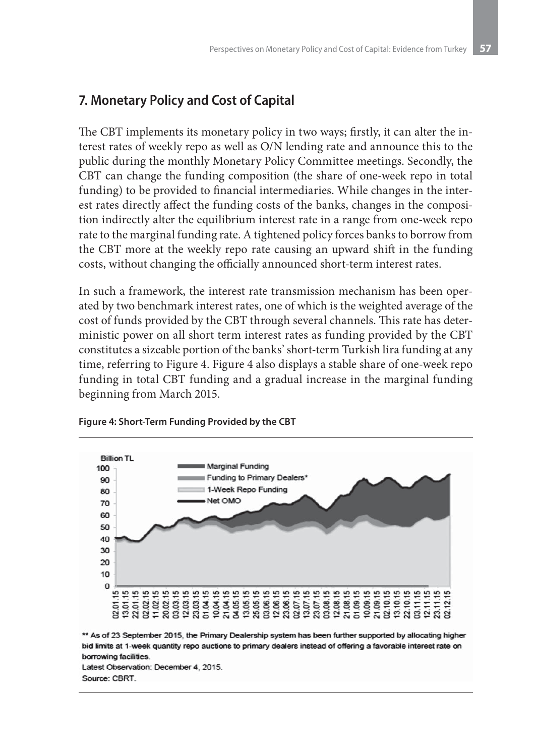## 7. Monetary Policy and Cost of Capital

The CBT implements its monetary policy in two ways; firstly, it can alter the interest rates of weekly repo as well as O/N lending rate and announce this to the public during the monthly Monetary Policy Committee meetings. Secondly, the CBT can change the funding composition (the share of one-week repo in total funding) to be provided to financial intermediaries. While changes in the interest rates directly affect the funding costs of the banks, changes in the composition indirectly alter the equilibrium interest rate in a range from one-week repo rate to the marginal funding rate. A tightened policy forces banks to borrow from the CBT more at the weekly repo rate causing an upward shift in the funding costs, without changing the officially announced short-term interest rates.

In such a framework, the interest rate transmission mechanism has been operated by two benchmark interest rates, one of which is the weighted average of the cost of funds provided by the CBT through several channels. This rate has deterministic power on all short term interest rates as funding provided by the CBT constitutes a sizeable portion of the banks' short-term Turkish lira funding at any time, referring to Figure 4. Figure 4 also displays a stable share of one-week repo funding in total CBT funding and a gradual increase in the marginal funding beginning from March 2015.

**Figure 4: Short-Term Funding Provided by the CBT**

** As of 23 September 2015, the Primary Dealership system has been further supported by allocating higher bid limits at 1-week quantity repo auctions to primary dealers instead of offering a favorable interest rate on borrowing facilities.

Latest Observation: December 4, 2015.

Source: CBRT.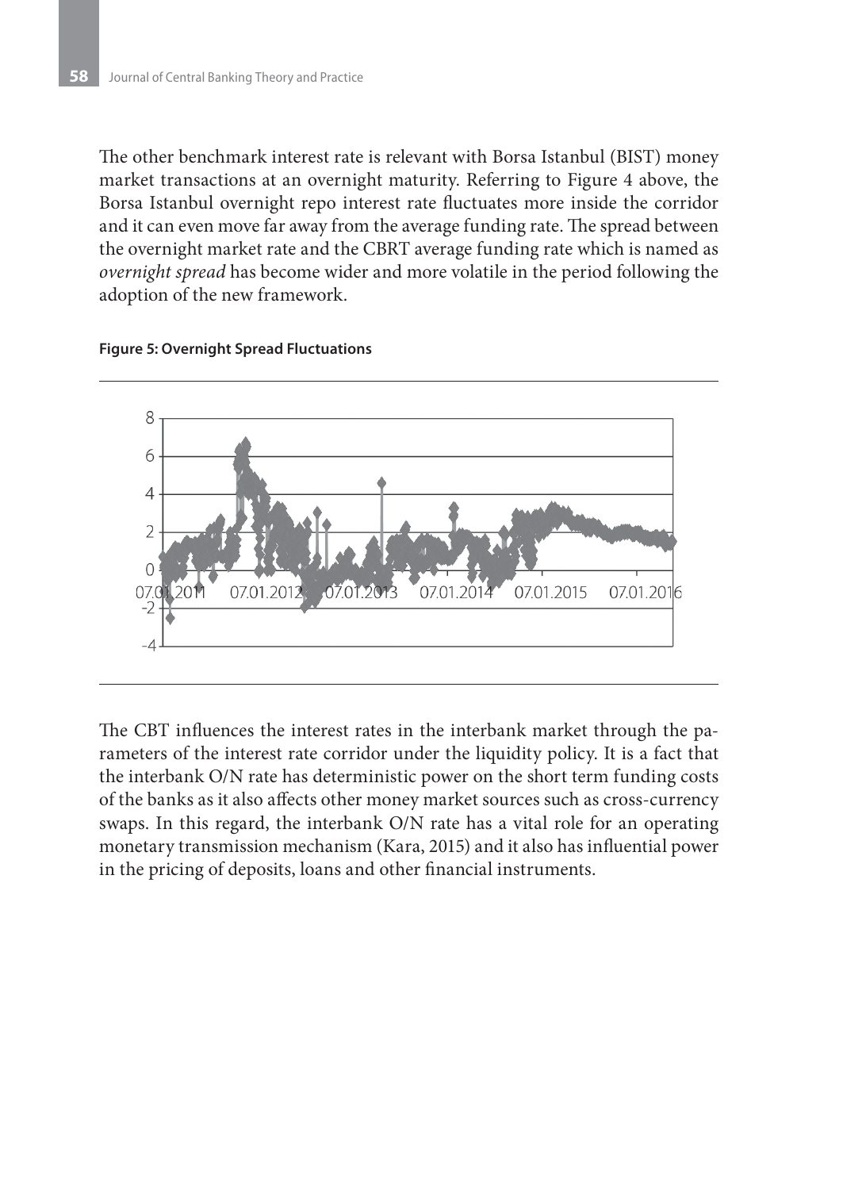The other benchmark interest rate is relevant with Borsa Istanbul (BIST) money market transactions at an overnight maturity. Referring to Figure 4 above, the Borsa Istanbul overnight repo interest rate fluctuates more inside the corridor and it can even move far away from the average funding rate. The spread between the overnight market rate and the CBRT average funding rate which is named as *overnight spread* has become wider and more volatile in the period following the adoption of the new framework.

**Figure 5: Overnight Spread Fluctuations**

The CBT influences the interest rates in the interbank market through the parameters of the interest rate corridor under the liquidity policy. It is a fact that the interbank O/N rate has deterministic power on the short term funding costs of the banks as it also affects other money market sources such as cross-currency swaps. In this regard, the interbank O/N rate has a vital role for an operating monetary transmission mechanism (Kara, 2015) and it also has influential power in the pricing of deposits, loans and other financial instruments.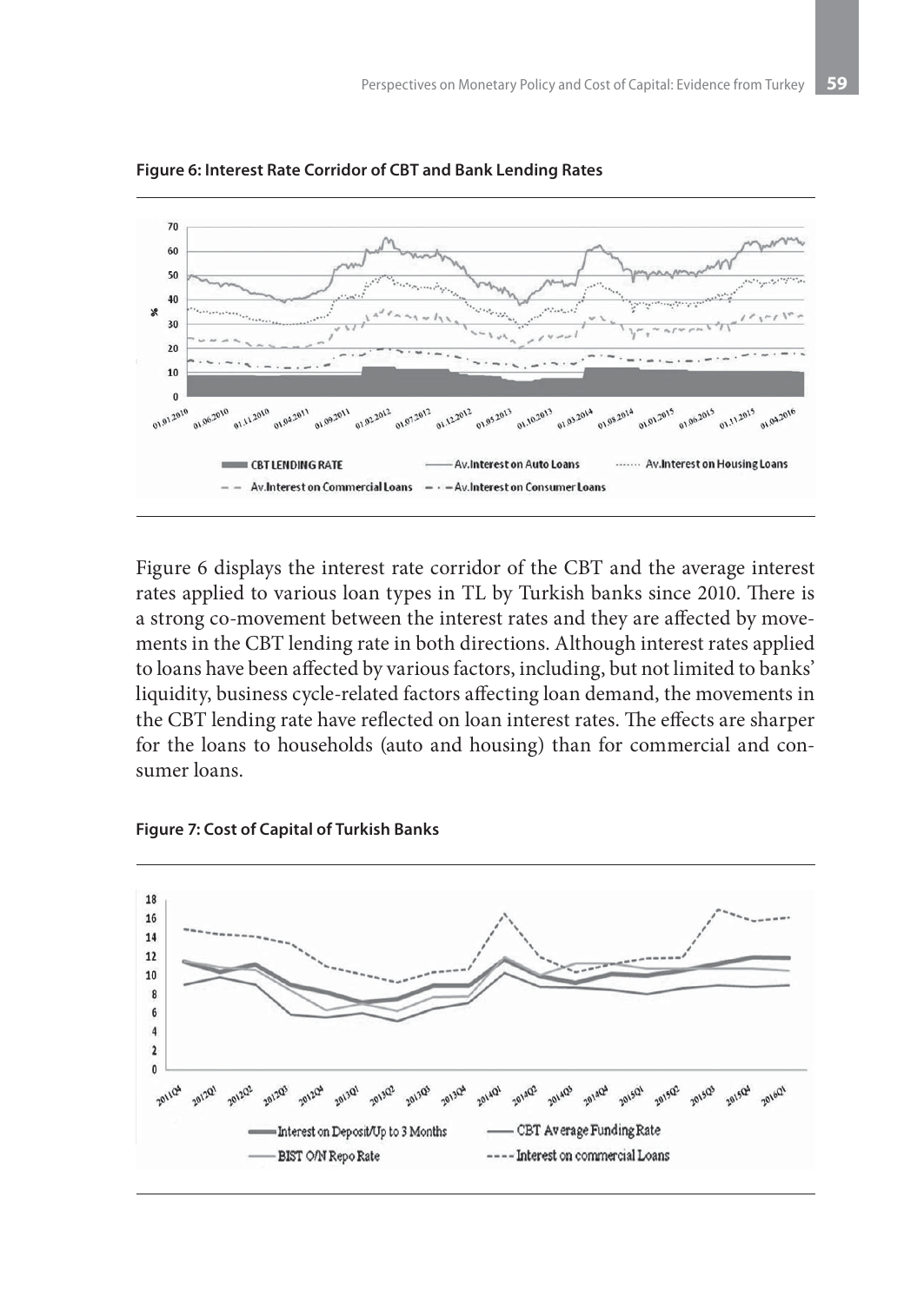**Figure 6: Interest Rate Corridor of CBT and Bank Lending Rates**

Figure 6 displays the interest rate corridor of the CBT and the average interest rates applied to various loan types in TL by Turkish banks since 2010. There is a strong co-movement between the interest rates and they are affected by movements in the CBT lending rate in both directions. Although interest rates applied to loans have been affected by various factors, including, but not limited to banks' liquidity, business cycle-related factors affecting loan demand, the movements in the CBT lending rate have reflected on loan interest rates. The effects are sharper for the loans to households (auto and housing) than for commercial and consumer loans.

**Figure 7: Cost of Capital of Turkish Banks**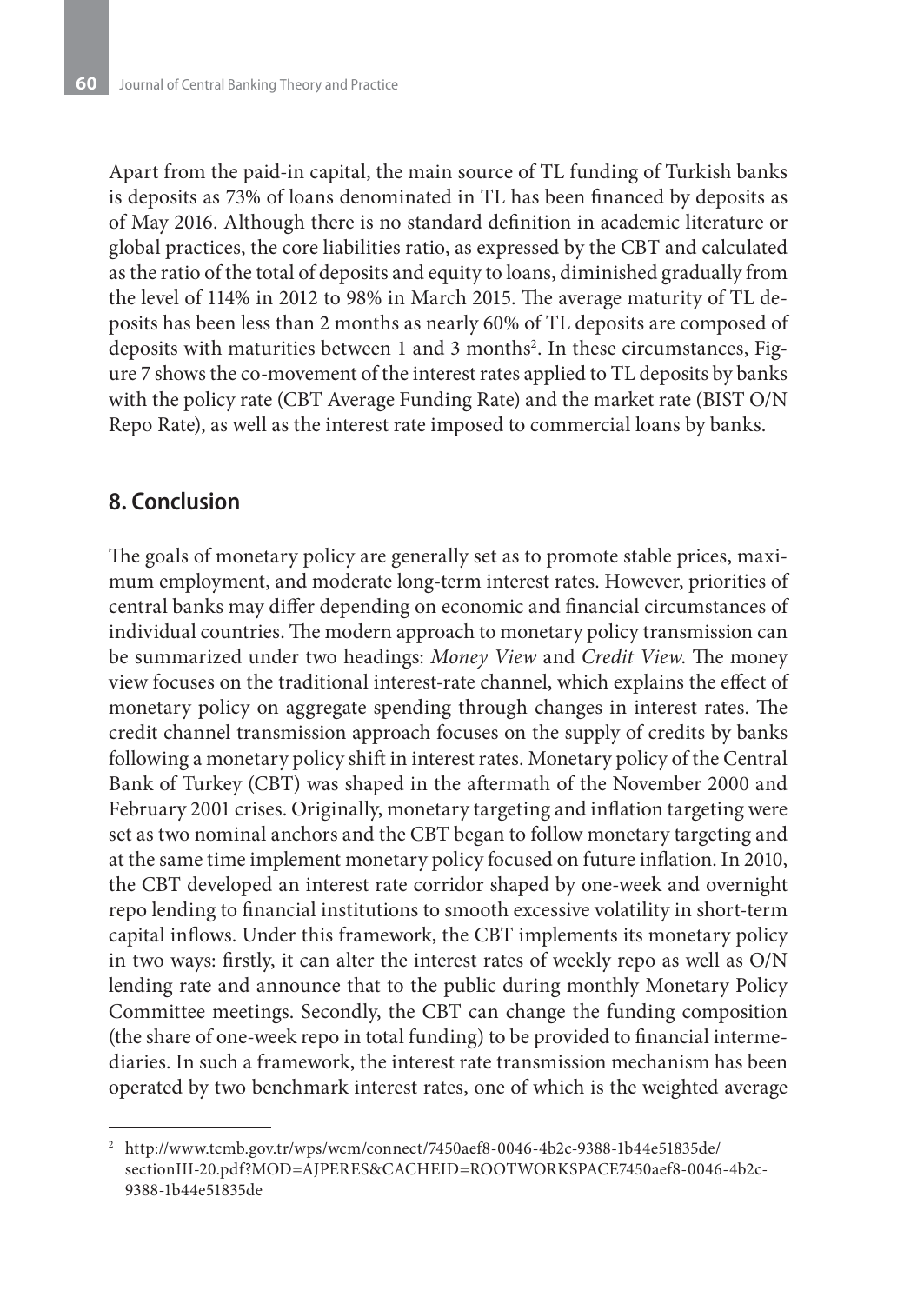Apart from the paid-in capital, the main source of TL funding of Turkish banks is deposits as 73% of loans denominated in TL has been financed by deposits as of May 2016. Although there is no standard definition in academic literature or global practices, the core liabilities ratio, as expressed by the CBT and calculated as the ratio of the total of deposits and equity to loans, diminished gradually from the level of 114% in 2012 to 98% in March 2015. The average maturity of TL deposits has been less than 2 months as nearly 60% of TL deposits are composed of deposits with maturities between 1 and 3 months[2]. In these circumstances, Figure 7 shows the co-movement of the interest rates applied to TL deposits by banks with the policy rate (CBT Average Funding Rate) and the market rate (BIST O/N Repo Rate), as well as the interest rate imposed to commercial loans by banks.

## 8. Conclusion

The goals of monetary policy are generally set as to promote stable prices, maximum employment, and moderate long-term interest rates. However, priorities of central banks may differ depending on economic and financial circumstances of individual countries. The modern approach to monetary policy transmission can be summarized under two headings: *Money View* and *Credit View*. The money view focuses on the traditional interest-rate channel, which explains the effect of monetary policy on aggregate spending through changes in interest rates. The credit channel transmission approach focuses on the supply of credits by banks following a monetary policy shift in interest rates. Monetary policy of the Central Bank of Turkey (CBT) was shaped in the aftermath of the November 2000 and February 2001 crises. Originally, monetary targeting and inflation targeting were set as two nominal anchors and the CBT began to follow monetary targeting and at the same time implement monetary policy focused on future inflation. In 2010, the CBT developed an interest rate corridor shaped by one-week and overnight repo lending to financial institutions to smooth excessive volatility in short-term capital inflows. Under this framework, the CBT implements its monetary policy in two ways: firstly, it can alter the interest rates of weekly repo as well as O/N lending rate and announce that to the public during monthly Monetary Policy Committee meetings. Secondly, the CBT can change the funding composition (the share of one-week repo in total funding) to be provided to financial intermediaries. In such a framework, the interest rate transmission mechanism has been operated by two benchmark interest rates, one of which is the weighted average

---

[2] http://www.tcmb.gov.tr/wps/wcm/connect/7450aef8-0046-4b2c-9388-1b44e51835de/sectionIII-20.pdf?MOD=AJPERES&CACHEID=ROOTWORKSPACE7450aef8-0046-4b2c-9388-1b44e51835de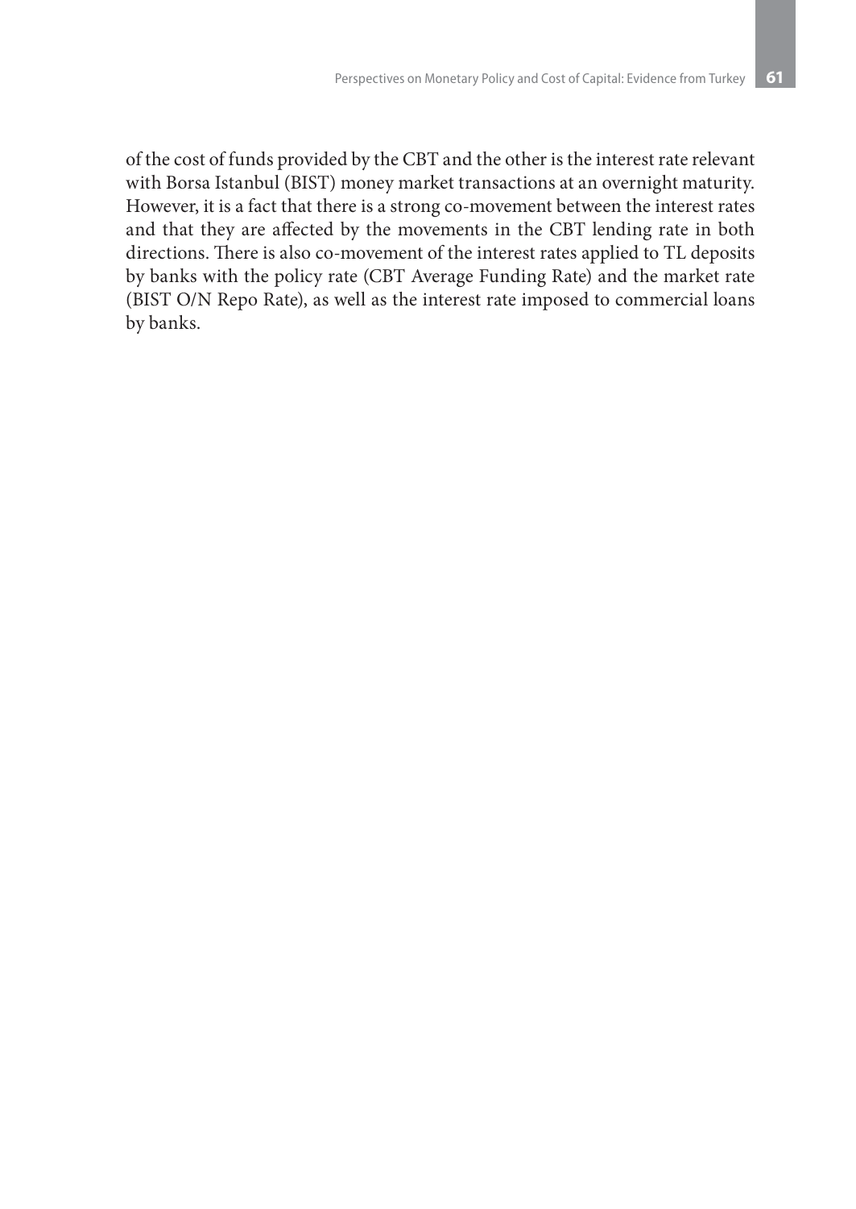of the cost of funds provided by the CBT and the other is the interest rate relevant with Borsa Istanbul (BIST) money market transactions at an overnight maturity. However, it is a fact that there is a strong co-movement between the interest rates and that they are affected by the movements in the CBT lending rate in both directions. There is also co-movement of the interest rates applied to TL deposits by banks with the policy rate (CBT Average Funding Rate) and the market rate (BIST O/N Repo Rate), as well as the interest rate imposed to commercial loans by banks.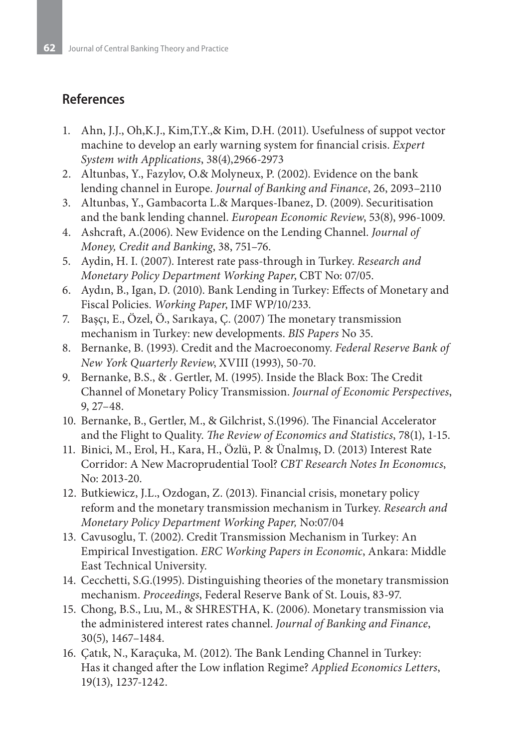## References

1. Ahn, J.J., Oh,K.J., Kim,T.Y.,& Kim, D.H. (2011). Usefulness of suppot vector machine to develop an early warning system for financial crisis. *Expert System with Applications*, 38(4),2966-2973
2. Altunbas, Y., Fazylov, O.& Molyneux, P. (2002). Evidence on the bank lending channel in Europe. *Journal of Banking and Finance*, 26, 2093–2110
3. Altunbas, Y., Gambacorta L.& Marques-Ibanez, D. (2009). Securitisation and the bank lending channel. *European Economic Review*, 53(8), 996-1009.
4. Ashcraft, A.(2006). New Evidence on the Lending Channel. *Journal of Money, Credit and Banking*, 38, 751–76.
5. Aydin, H. I. (2007). Interest rate pass-through in Turkey. *Research and Monetary Policy Department Working Paper*, CBT No: 07/05.
6. Aydın, B., Igan, D. (2010). Bank Lending in Turkey: Effects of Monetary and Fiscal Policies. *Working Paper*, IMF WP/10/233.
7. Başçı, E., Özel, Ö., Sarıkaya, Ç. (2007) The monetary transmission mechanism in Turkey: new developments. *BIS Papers* No 35.
8. Bernanke, B. (1993). Credit and the Macroeconomy. *Federal Reserve Bank of New York Quarterly Review*, XVIII (1993), 50-70.
9. Bernanke, B.S., & . Gertler, M. (1995). Inside the Black Box: The Credit Channel of Monetary Policy Transmission. *Journal of Economic Perspectives*, 9, 27–48.
10. Bernanke, B., Gertler, M., & Gilchrist, S.(1996). The Financial Accelerator and the Flight to Quality. *The Review of Economics and Statistics*, 78(1), 1-15.
11. Binici, M., Erol, H., Kara, H., Özlü, P. & Ünalmış, D. (2013) Interest Rate Corridor: A New Macroprudential Tool? *CBT Research Notes In Economıcs*, No: 2013-20.
12. Butkiewicz, J.L., Ozdogan, Z. (2013). Financial crisis, monetary policy reform and the monetary transmission mechanism in Turkey. *Research and Monetary Policy Department Working Paper,* No:07/04
13. Cavusoglu, T. (2002). Credit Transmission Mechanism in Turkey: An Empirical Investigation. *ERC Working Papers in Economic*, Ankara: Middle East Technical University.
14. Cecchetti, S.G.(1995). Distinguishing theories of the monetary transmission mechanism. *Proceedings*, Federal Reserve Bank of St. Louis, 83-97.
15. Chong, B.S., Lıu, M., & SHRESTHA, K. (2006). Monetary transmission via the administered interest rates channel. *Journal of Banking and Finance*, 30(5), 1467–1484.
16. Çatık, N., Karaçuka, M. (2012). The Bank Lending Channel in Turkey: Has it changed after the Low inflation Regime? *Applied Economics Letters*, 19(13), 1237-1242.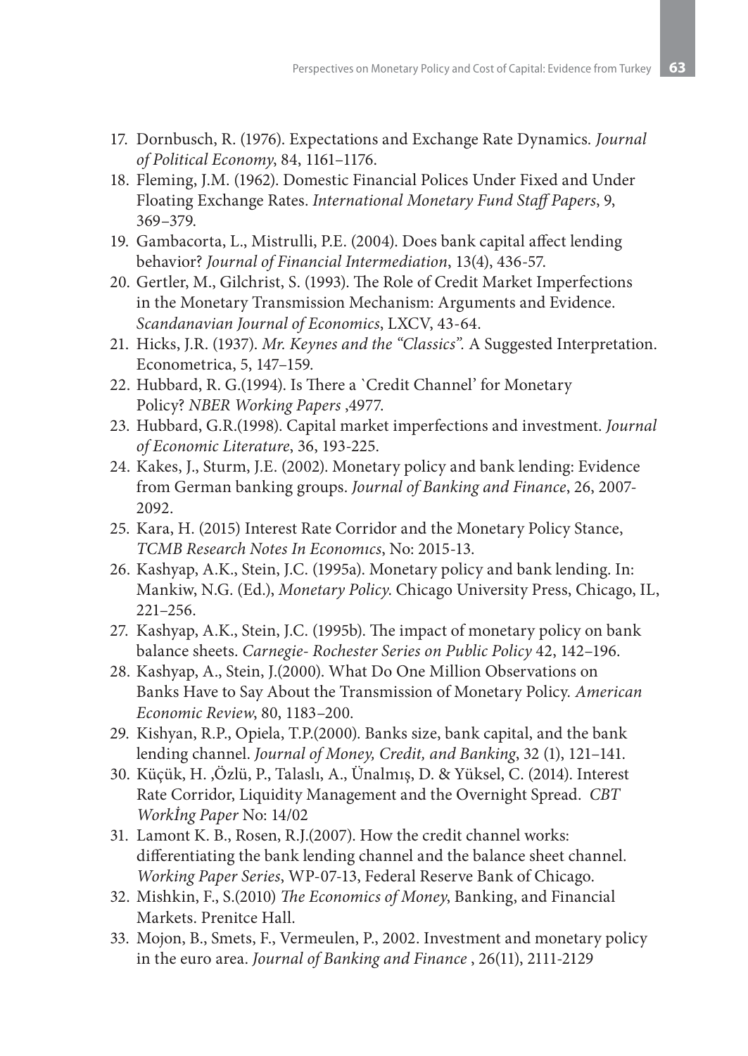17. Dornbusch, R. (1976). Expectations and Exchange Rate Dynamics. *Journal of Political Economy*, 84, 1161–1176.
18. Fleming, J.M. (1962). Domestic Financial Polices Under Fixed and Under Floating Exchange Rates. *International Monetary Fund Staff Papers*, 9, 369–379.
19. Gambacorta, L., Mistrulli, P.E. (2004). Does bank capital affect lending behavior? *Journal of Financial Intermediation*, 13(4), 436-57.
20. Gertler, M., Gilchrist, S. (1993). The Role of Credit Market Imperfections in the Monetary Transmission Mechanism: Arguments and Evidence. *Scandanavian Journal of Economics*, LXCV, 43-64.
21. Hicks, J.R. (1937). *Mr. Keynes and the "Classics".* A Suggested Interpretation. Econometrica, 5, 147–159.
22. Hubbard, R. G.(1994). Is There a `Credit Channel' for Monetary Policy? *NBER Working Papers* ,4977.
23. Hubbard, G.R.(1998). Capital market imperfections and investment. *Journal of Economic Literature*, 36, 193-225.
24. Kakes, J., Sturm, J.E. (2002). Monetary policy and bank lending: Evidence from German banking groups. *Journal of Banking and Finance*, 26, 2007-2092.
25. Kara, H. (2015) Interest Rate Corridor and the Monetary Policy Stance, *TCMB Research Notes In Economıcs*, No: 2015-13.
26. Kashyap, A.K., Stein, J.C. (1995a). Monetary policy and bank lending. In: Mankiw, N.G. (Ed.), *Monetary Policy*. Chicago University Press, Chicago, IL, 221–256.
27. Kashyap, A.K., Stein, J.C. (1995b). The impact of monetary policy on bank balance sheets. *Carnegie- Rochester Series on Public Policy* 42, 142–196.
28. Kashyap, A., Stein, J.(2000). What Do One Million Observations on Banks Have to Say About the Transmission of Monetary Policy. *American Economic Review*, 80, 1183–200.
29. Kishyan, R.P., Opiela, T.P.(2000). Banks size, bank capital, and the bank lending channel. *Journal of Money, Credit, and Banking*, 32 (1), 121–141.
30. Küçük, H. ,Özlü, P., Talaslı, A., Ünalmış, D. & Yüksel, C. (2014). Interest Rate Corridor, Liquidity Management and the Overnight Spread. *CBT Workİng Paper* No: 14/02
31. Lamont K. B., Rosen, R.J.(2007). How the credit channel works: differentiating the bank lending channel and the balance sheet channel. *Working Paper Series*, WP-07-13, Federal Reserve Bank of Chicago.
32. Mishkin, F., S.(2010) *The Economics of Money*, Banking, and Financial Markets. Prenitce Hall.
33. Mojon, B., Smets, F., Vermeulen, P., 2002. Investment and monetary policy in the euro area. *Journal of Banking and Finance* , 26(11), 2111-2129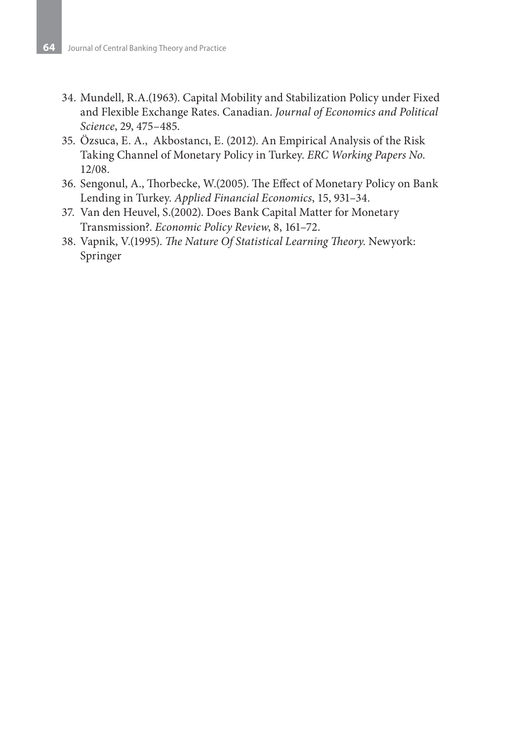34. Mundell, R.A.(1963). Capital Mobility and Stabilization Policy under Fixed and Flexible Exchange Rates. Canadian. *Journal of Economics and Political Science*, 29, 475–485.
35. Özsuca, E. A., Akbostancı, E. (2012). An Empirical Analysis of the Risk Taking Channel of Monetary Policy in Turkey. *ERC Working Papers No.* 12/08.
36. Sengonul, A., Thorbecke, W.(2005). The Effect of Monetary Policy on Bank Lending in Turkey. *Applied Financial Economics*, 15, 931–34.
37. Van den Heuvel, S.(2002). Does Bank Capital Matter for Monetary Transmission?. *Economic Policy Review*, 8, 161–72.
38. Vapnik, V.(1995). *The Nature Of Statistical Learning Theory*. Newyork: Springer